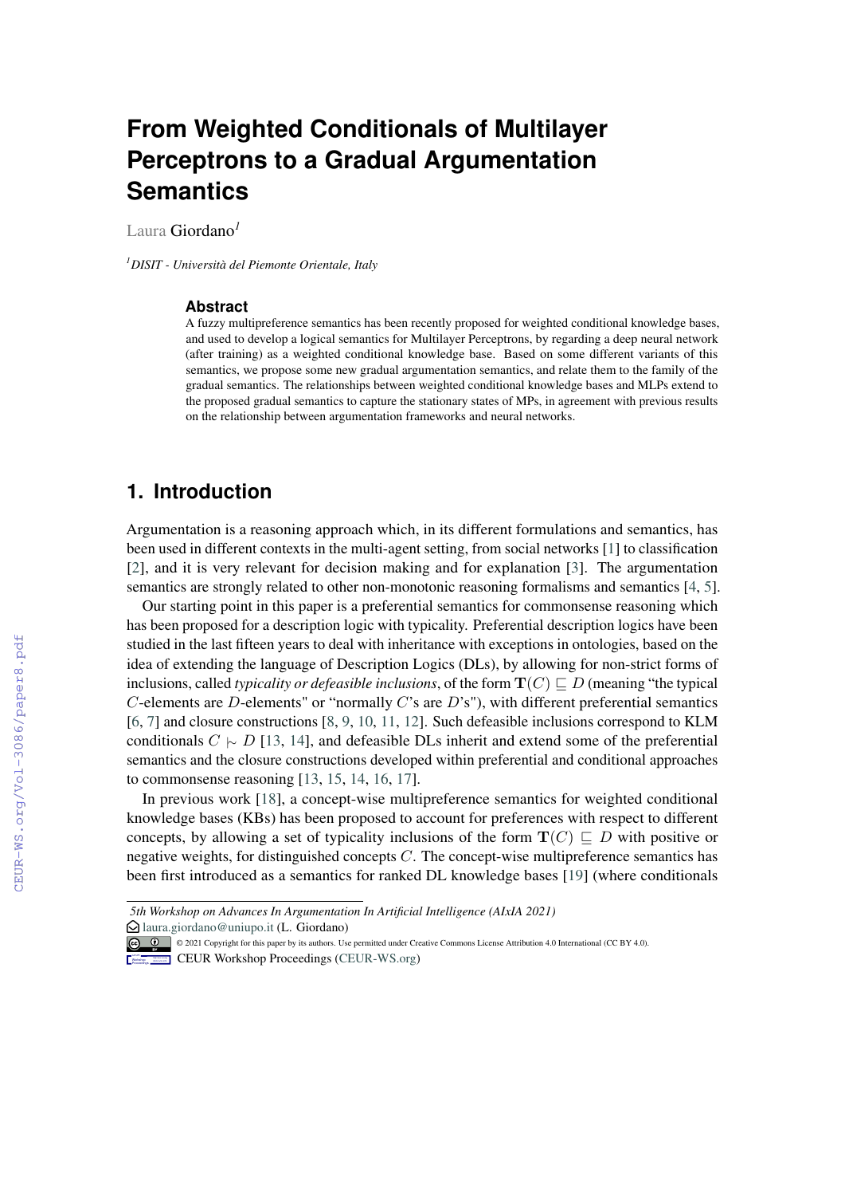# From Weighted Conditionals of Multilayer Perceptrons to a Gradual Argumentation Semantics

Laura Giordano[1]

[1]*DISIT - Università del Piemonte Orientale, Italy*

### Abstract

A fuzzy multipreference semantics has been recently proposed for weighted conditional knowledge bases, and used to develop a logical semantics for Multilayer Perceptrons, by regarding a deep neural network (after training) as a weighted conditional knowledge base. Based on some different variants of this semantics, we propose some new gradual argumentation semantics, and relate them to the family of the gradual semantics. The relationships between weighted conditional knowledge bases and MLPs extend to the proposed gradual semantics to capture the stationary states of MPs, in agreement with previous results on the relationship between argumentation frameworks and neural networks.

## 1. Introduction

Argumentation is a reasoning approach which, in its different formulations and semantics, has been used in different contexts in the multi-agent setting, from social networks [1] to classification [2], and it is very relevant for decision making and for explanation [3]. The argumentation semantics are strongly related to other non-monotonic reasoning formalisms and semantics [4, 5].

Our starting point in this paper is a preferential semantics for commonsense reasoning which has been proposed for a description logic with typicality. Preferential description logics have been studied in the last fifteen years to deal with inheritance with exceptions in ontologies, based on the idea of extending the language of Description Logics (DLs), by allowing for non-strict forms of inclusions, called *typicality or defeasible inclusions*, of the form $\mathbf{T}(C) \sqsubseteq D$ (meaning "the typical $C$-elements are $D$-elements" or "normally $C$'s are $D$'s"), with different preferential semantics [6, 7] and closure constructions [8, 9, 10, 11, 12]. Such defeasible inclusions correspond to KLM conditionals $C \mathrel{|\!\sim} D$ [13, 14], and defeasible DLs inherit and extend some of the preferential semantics and the closure constructions developed within preferential and conditional approaches to commonsense reasoning [13, 15, 14, 16, 17].

In previous work [18], a concept-wise multipreference semantics for weighted conditional knowledge bases (KBs) has been proposed to account for preferences with respect to different concepts, by allowing a set of typicality inclusions of the form $\mathbf{T}(C) \sqsubseteq D$ with positive or negative weights, for distinguished concepts $C$. The concept-wise multipreference semantics has been first introduced as a semantics for ranked DL knowledge bases [19] (where conditionals

*5th Workshop on Advances In Argumentation In Artificial Intelligence (AIxIA 2021)*
laura.giordano@uniupo.it (L. Giordano)
© 2021 Copyright for this paper by its authors. Use permitted under Creative Commons License Attribution 4.0 International (CC BY 4.0).
CEUR Workshop Proceedings (CEUR-WS.org)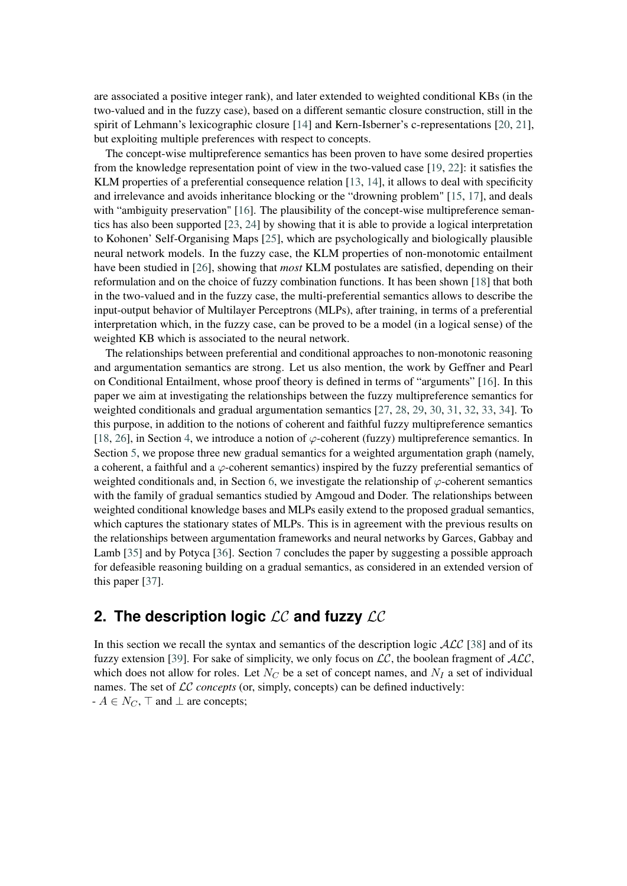are associated a positive integer rank), and later extended to weighted conditional KBs (in the two-valued and in the fuzzy case), based on a different semantic closure construction, still in the spirit of Lehmann's lexicographic closure [14] and Kern-Isberner's c-representations [20, 21], but exploiting multiple preferences with respect to concepts.

The concept-wise multipreference semantics has been proven to have some desired properties from the knowledge representation point of view in the two-valued case [19, 22]: it satisfies the KLM properties of a preferential consequence relation [13, 14], it allows to deal with specificity and irrelevance and avoids inheritance blocking or the "drowning problem" [15, 17], and deals with "ambiguity preservation" [16]. The plausibility of the concept-wise multipreference semantics has also been supported [23, 24] by showing that it is able to provide a logical interpretation to Kohonen' Self-Organising Maps [25], which are psychologically and biologically plausible neural network models. In the fuzzy case, the KLM properties of non-monotomic entailment have been studied in [26], showing that *most* KLM postulates are satisfied, depending on their reformulation and on the choice of fuzzy combination functions. It has been shown [18] that both in the two-valued and in the fuzzy case, the multi-preferential semantics allows to describe the input-output behavior of Multilayer Perceptrons (MLPs), after training, in terms of a preferential interpretation which, in the fuzzy case, can be proved to be a model (in a logical sense) of the weighted KB which is associated to the neural network.

The relationships between preferential and conditional approaches to non-monotonic reasoning and argumentation semantics are strong. Let us also mention, the work by Geffner and Pearl on Conditional Entailment, whose proof theory is defined in terms of "arguments" [16]. In this paper we aim at investigating the relationships between the fuzzy multipreference semantics for weighted conditionals and gradual argumentation semantics [27, 28, 29, 30, 31, 32, 33, 34]. To this purpose, in addition to the notions of coherent and faithful fuzzy multipreference semantics [18, 26], in Section 4, we introduce a notion of $\varphi$-coherent (fuzzy) multipreference semantics. In Section 5, we propose three new gradual semantics for a weighted argumentation graph (namely, a coherent, a faithful and a $\varphi$-coherent semantics) inspired by the fuzzy preferential semantics of weighted conditionals and, in Section 6, we investigate the relationship of $\varphi$-coherent semantics with the family of gradual semantics studied by Amgoud and Doder. The relationships between weighted conditional knowledge bases and MLPs easily extend to the proposed gradual semantics, which captures the stationary states of MLPs. This is in agreement with the previous results on the relationships between argumentation frameworks and neural networks by Garces, Gabbay and Lamb [35] and by Potyca [36]. Section 7 concludes the paper by suggesting a possible approach for defeasible reasoning building on a gradual semantics, as considered in an extended version of this paper [37].

## 2. The description logic $\mathcal{LC}$ and fuzzy $\mathcal{LC}$

In this section we recall the syntax and semantics of the description logic $\mathcal{ALC}$ [38] and of its fuzzy extension [39]. For sake of simplicity, we only focus on $\mathcal{LC}$, the boolean fragment of $\mathcal{ALC}$, which does not allow for roles. Let $N_C$ be a set of concept names, and $N_I$ a set of individual names. The set of $\mathcal{LC}$ *concepts* (or, simply, concepts) can be defined inductively:
- $A \in N_C$, $\top$ and $\bot$ are concepts;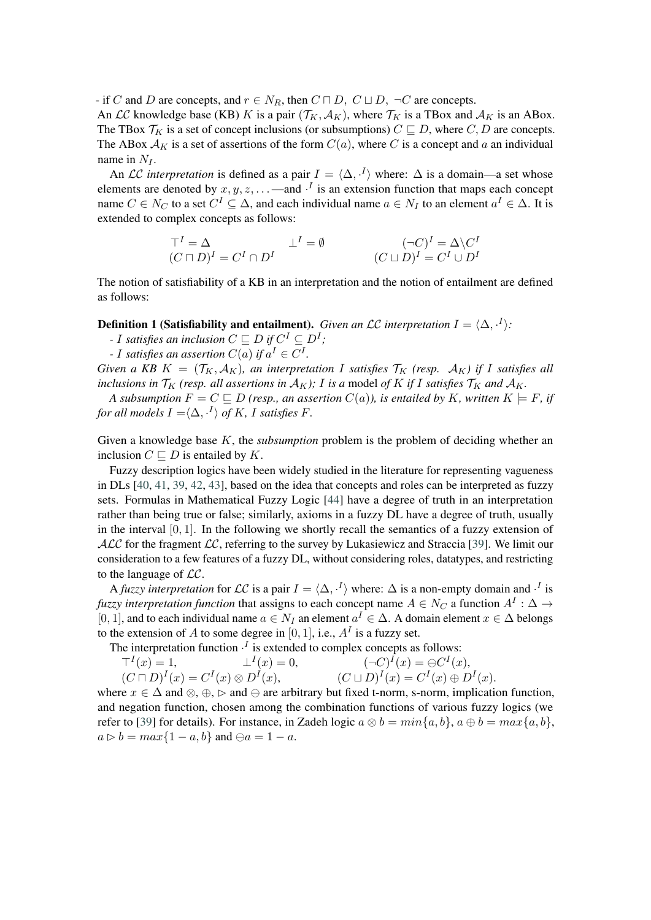- if $C$ and $D$ are concepts, and $r \in N_R$, then $C \sqcap D,\ C \sqcup D,\ \neg C$ are concepts.

An $\mathcal{LC}$ knowledge base (KB) $K$ is a pair $(\mathcal{T}_K, \mathcal{A}_K)$, where $\mathcal{T}_K$ is a TBox and $\mathcal{A}_K$ is an ABox. The TBox $\mathcal{T}_K$ is a set of concept inclusions (or subsumptions) $C \sqsubseteq D$, where $C, D$ are concepts. The ABox $\mathcal{A}_K$ is a set of assertions of the form $C(a)$, where $C$ is a concept and $a$ an individual name in $N_I$.

An $\mathcal{LC}$ *interpretation* is defined as a pair $I = \langle \Delta, \cdot^I \rangle$ where: $\Delta$ is a domain—a set whose elements are denoted by $x, y, z, \ldots$—and $\cdot^I$ is an extension function that maps each concept name $C \in N_C$ to a set $C^I \subseteq \Delta$, and each individual name $a \in N_I$ to an element $a^I \in \Delta$. It is extended to complex concepts as follows:

$$\top^I = \Delta \qquad \bot^I = \emptyset \qquad (\neg C)^I = \Delta \backslash C^I$$
$$(C \sqcap D)^I = C^I \cap D^I \qquad (C \sqcup D)^I = C^I \cup D^I$$

The notion of satisfiability of a KB in an interpretation and the notion of entailment are defined as follows:

**Definition 1 (Satisfiability and entailment).** *Given an $\mathcal{LC}$ interpretation $I = \langle \Delta, \cdot^I \rangle$:*

*- $I$ satisfies an inclusion $C \sqsubseteq D$ if $C^I \subseteq D^I$;*

*- $I$ satisfies an assertion $C(a)$ if $a^I \in C^I$.*

*Given a KB $K = (\mathcal{T}_K, \mathcal{A}_K)$, an interpretation $I$ satisfies $\mathcal{T}_K$ (resp. $\mathcal{A}_K$) if $I$ satisfies all inclusions in $\mathcal{T}_K$ (resp. all assertions in $\mathcal{A}_K$); $I$ is a* model *of $K$ if $I$ satisfies $\mathcal{T}_K$ and $\mathcal{A}_K$.*

*A subsumption $F = C \sqsubseteq D$ (resp., an assertion $C(a)$), is entailed by $K$, written $K \models F$, if for all models $I = \langle \Delta, \cdot^I \rangle$ of $K$, $I$ satisfies $F$.*

Given a knowledge base $K$, the *subsumption* problem is the problem of deciding whether an inclusion $C \sqsubseteq D$ is entailed by $K$.

Fuzzy description logics have been widely studied in the literature for representing vagueness in DLs [40, 41, 39, 42, 43], based on the idea that concepts and roles can be interpreted as fuzzy sets. Formulas in Mathematical Fuzzy Logic [44] have a degree of truth in an interpretation rather than being true or false; similarly, axioms in a fuzzy DL have a degree of truth, usually in the interval $[0, 1]$. In the following we shortly recall the semantics of a fuzzy extension of $\mathcal{ALC}$ for the fragment $\mathcal{LC}$, referring to the survey by Lukasiewicz and Straccia [39]. We limit our consideration to a few features of a fuzzy DL, without considering roles, datatypes, and restricting to the language of $\mathcal{LC}$.

A *fuzzy interpretation* for $\mathcal{LC}$ is a pair $I = \langle \Delta, \cdot^I \rangle$ where: $\Delta$ is a non-empty domain and $\cdot^I$ is *fuzzy interpretation function* that assigns to each concept name $A \in N_C$ a function $A^I : \Delta \rightarrow [0, 1]$, and to each individual name $a \in N_I$ an element $a^I \in \Delta$. A domain element $x \in \Delta$ belongs to the extension of $A$ to some degree in $[0, 1]$, i.e., $A^I$ is a fuzzy set.

The interpretation function $\cdot^I$ is extended to complex concepts as follows:

$$\top^I(x) = 1, \qquad \bot^I(x) = 0, \qquad (\neg C)^I(x) = \ominus C^I(x),$$
$$(C \sqcap D)^I(x) = C^I(x) \otimes D^I(x), \qquad (C \sqcup D)^I(x) = C^I(x) \oplus D^I(x).$$

where $x \in \Delta$ and $\otimes$, $\oplus$, $\rhd$ and $\ominus$ are arbitrary but fixed t-norm, s-norm, implication function, and negation function, chosen among the combination functions of various fuzzy logics (we refer to [39] for details). For instance, in Zadeh logic $a \otimes b = min\{a, b\}$, $a \oplus b = max\{a, b\}$, $a \rhd b = max\{1 - a, b\}$ and $\ominus a = 1 - a$.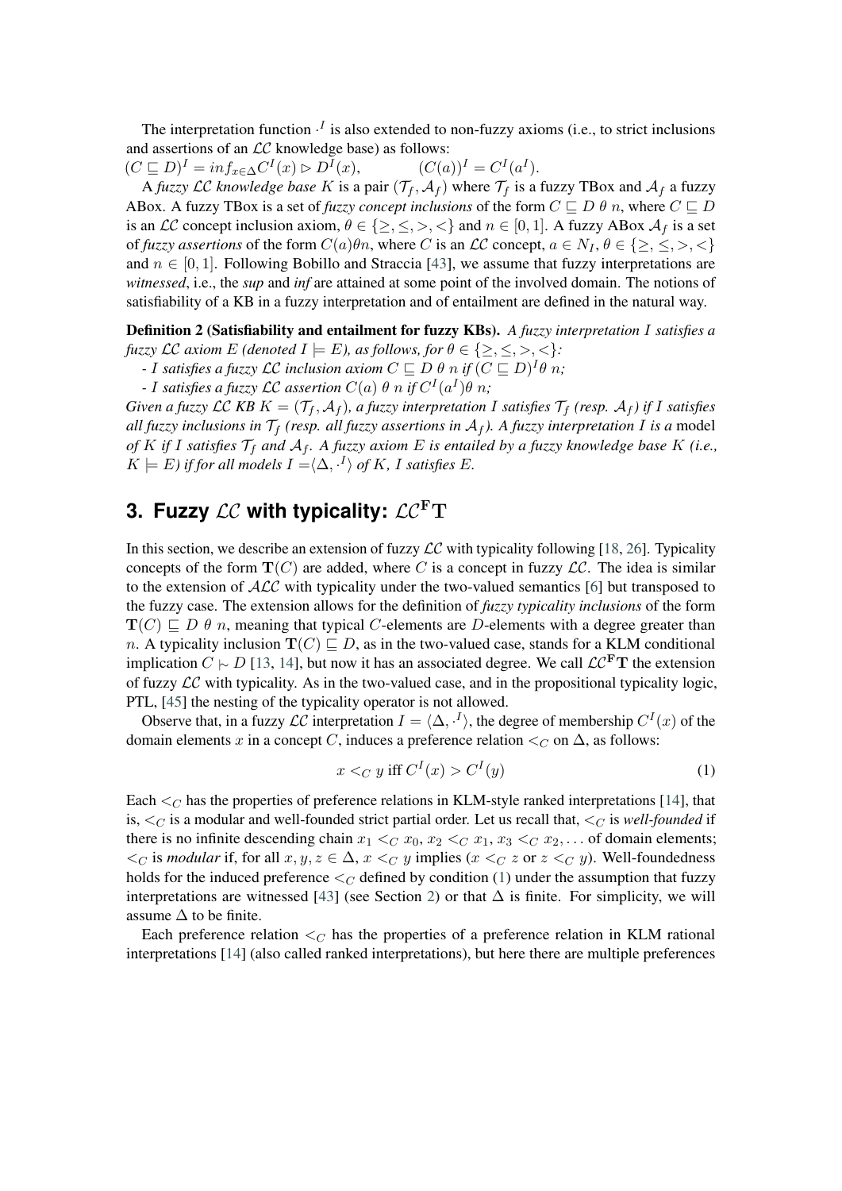The interpretation function $\cdot^I$ is also extended to non-fuzzy axioms (i.e., to strict inclusions and assertions of an $\mathcal{LC}$ knowledge base) as follows:
$(C \sqsubseteq D)^I = inf_{x \in \Delta} C^I(x) \rhd D^I(x)$, $\qquad (C(a))^I = C^I(a^I)$.

A *fuzzy $\mathcal{LC}$ knowledge base* $K$ is a pair $(\mathcal{T}_f, \mathcal{A}_f)$ where $\mathcal{T}_f$ is a fuzzy TBox and $\mathcal{A}_f$ a fuzzy ABox. A fuzzy TBox is a set of *fuzzy concept inclusions* of the form $C \sqsubseteq D \; \theta \; n$, where $C \sqsubseteq D$ is an $\mathcal{LC}$ concept inclusion axiom, $\theta \in \{\geq, \leq, >, <\}$ and $n \in [0, 1]$. A fuzzy ABox $\mathcal{A}_f$ is a set of *fuzzy assertions* of the form $C(a)\theta n$, where $C$ is an $\mathcal{LC}$ concept, $a \in N_I$, $\theta \in \{\geq, \leq, >, <\}$ and $n \in [0, 1]$. Following Bobillo and Straccia [43], we assume that fuzzy interpretations are *witnessed*, i.e., the *sup* and *inf* are attained at some point of the involved domain. The notions of satisfiability of a KB in a fuzzy interpretation and of entailment are defined in the natural way.

**Definition 2 (Satisfiability and entailment for fuzzy KBs).** *A fuzzy interpretation $I$ satisfies a fuzzy $\mathcal{LC}$ axiom $E$ (denoted $I \models E$), as follows, for $\theta \in \{\geq, \leq, >, <\}$:*
*- $I$ satisfies a fuzzy $\mathcal{LC}$ inclusion axiom $C \sqsubseteq D \; \theta \; n$ if $(C \sqsubseteq D)^I \theta \; n$;*
*- $I$ satisfies a fuzzy $\mathcal{LC}$ assertion $C(a) \; \theta \; n$ if $C^I(a^I)\theta \; n$;*
*Given a fuzzy $\mathcal{LC}$ KB $K = (\mathcal{T}_f, \mathcal{A}_f)$, a fuzzy interpretation $I$ satisfies $\mathcal{T}_f$ (resp. $\mathcal{A}_f$) if $I$ satisfies all fuzzy inclusions in $\mathcal{T}_f$ (resp. all fuzzy assertions in $\mathcal{A}_f$). A fuzzy interpretation $I$ is a* model *of $K$ if $I$ satisfies $\mathcal{T}_f$ and $\mathcal{A}_f$. A fuzzy axiom $E$ is entailed by a fuzzy knowledge base $K$ (i.e., $K \models E$) if for all models $I = \langle \Delta, \cdot^I \rangle$ of $K$, $I$ satisfies $E$.*

## 3. Fuzzy $\mathcal{LC}$ with typicality: $\mathcal{LC}^{\mathbf{F}}\mathbf{T}$

In this section, we describe an extension of fuzzy $\mathcal{LC}$ with typicality following [18, 26]. Typicality concepts of the form $\mathbf{T}(C)$ are added, where $C$ is a concept in fuzzy $\mathcal{LC}$. The idea is similar to the extension of $\mathcal{ALC}$ with typicality under the two-valued semantics [6] but transposed to the fuzzy case. The extension allows for the definition of *fuzzy typicality inclusions* of the form $\mathbf{T}(C) \sqsubseteq D \; \theta \; n$, meaning that typical $C$-elements are $D$-elements with a degree greater than $n$. A typicality inclusion $\mathbf{T}(C) \sqsubseteq D$, as in the two-valued case, stands for a KLM conditional implication $C \mathrel{|\!\sim} D$ [13, 14], but now it has an associated degree. We call $\mathcal{LC}^{\mathbf{F}}\mathbf{T}$ the extension of fuzzy $\mathcal{LC}$ with typicality. As in the two-valued case, and in the propositional typicality logic, PTL, [45] the nesting of the typicality operator is not allowed.

Observe that, in a fuzzy $\mathcal{LC}$ interpretation $I = \langle \Delta, \cdot^I \rangle$, the degree of membership $C^I(x)$ of the domain elements $x$ in a concept $C$, induces a preference relation $<_C$ on $\Delta$, as follows:

$$x <_C y \text{ iff } C^I(x) > C^I(y) \tag{1}$$

Each $<_C$ has the properties of preference relations in KLM-style ranked interpretations [14], that is, $<_C$ is a modular and well-founded strict partial order. Let us recall that, $<_C$ is *well-founded* if there is no infinite descending chain $x_1 <_C x_0$, $x_2 <_C x_1$, $x_3 <_C x_2, \ldots$ of domain elements; $<_C$ is *modular* if, for all $x, y, z \in \Delta$, $x <_C y$ implies ($x <_C z$ or $z <_C y$). Well-foundedness holds for the induced preference $<_C$ defined by condition (1) under the assumption that fuzzy interpretations are witnessed [43] (see Section 2) or that $\Delta$ is finite. For simplicity, we will assume $\Delta$ to be finite.

Each preference relation $<_C$ has the properties of a preference relation in KLM rational interpretations [14] (also called ranked interpretations), but here there are multiple preferences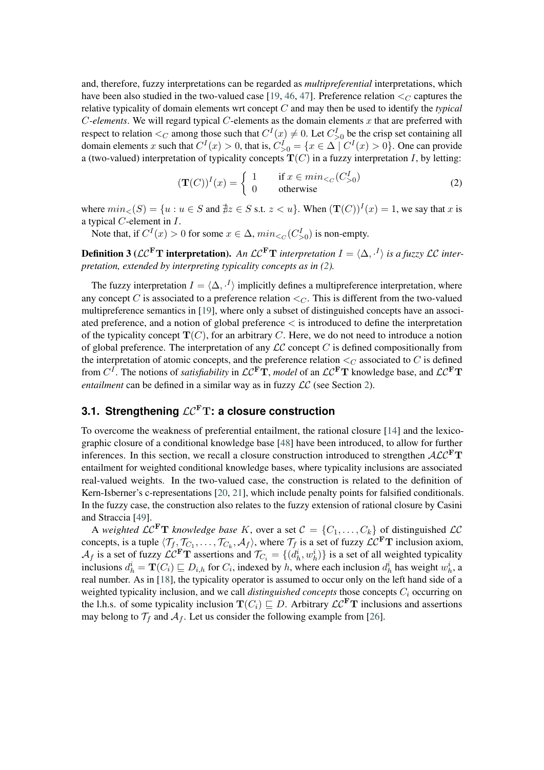and, therefore, fuzzy interpretations can be regarded as *multipreferential* interpretations, which have been also studied in the two-valued case [19, 46, 47]. Preference relation $<_C$ captures the relative typicality of domain elements wrt concept $C$ and may then be used to identify the *typical $C$-elements*. We will regard typical $C$-elements as the domain elements $x$ that are preferred with respect to relation $<_C$ among those such that $C^I(x) \neq 0$. Let $C^I_{>0}$ be the crisp set containing all domain elements $x$ such that $C^I(x) > 0$, that is, $C^I_{>0} = \{x \in \Delta \mid C^I(x) > 0\}$. One can provide a (two-valued) interpretation of typicality concepts $\mathbf{T}(C)$ in a fuzzy interpretation $I$, by letting:

$$(\mathbf{T}(C))^I(x) = \begin{cases} 1 & \text{if } x \in min_{<_C}(C^I_{>0}) \\ 0 & \text{otherwise} \end{cases} \tag{2}$$

where $min_<(S) = \{u : u \in S \text{ and } \nexists z \in S \text{ s.t. } z < u\}$. When $(\mathbf{T}(C))^I(x) = 1$, we say that $x$ is a typical $C$-element in $I$.

Note that, if $C^I(x) > 0$ for some $x \in \Delta$, $min_{<_C}(C^I_{>0})$ is non-empty.

**Definition 3 ($\mathcal{LC}^{\mathbf{F}}\mathbf{T}$ interpretation).** *An $\mathcal{LC}^{\mathbf{F}}\mathbf{T}$ interpretation $I = \langle \Delta, \cdot^I \rangle$ is a fuzzy $\mathcal{LC}$ interpretation, extended by interpreting typicality concepts as in (2).*

The fuzzy interpretation $I = \langle \Delta, \cdot^I \rangle$ implicitly defines a multipreference interpretation, where any concept $C$ is associated to a preference relation $<_C$. This is different from the two-valued multipreference semantics in [19], where only a subset of distinguished concepts have an associated preference, and a notion of global preference $<$ is introduced to define the interpretation of the typicality concept $\mathbf{T}(C)$, for an arbitrary $C$. Here, we do not need to introduce a notion of global preference. The interpretation of any $\mathcal{LC}$ concept $C$ is defined compositionally from the interpretation of atomic concepts, and the preference relation $<_C$ associated to $C$ is defined from $C^I$. The notions of *satisfiability* in $\mathcal{LC}^{\mathbf{F}}\mathbf{T}$, *model* of an $\mathcal{LC}^{\mathbf{F}}\mathbf{T}$ knowledge base, and $\mathcal{LC}^{\mathbf{F}}\mathbf{T}$ *entailment* can be defined in a similar way as in fuzzy $\mathcal{LC}$ (see Section 2).

### 3.1. Strengthening $\mathcal{LC}^{\mathbf{F}}\mathrm{T}$: a closure construction

To overcome the weakness of preferential entailment, the rational closure [14] and the lexicographic closure of a conditional knowledge base [48] have been introduced, to allow for further inferences. In this section, we recall a closure construction introduced to strengthen $\mathcal{ALC}^{\mathbf{F}}\mathbf{T}$ entailment for weighted conditional knowledge bases, where typicality inclusions are associated real-valued weights. In the two-valued case, the construction is related to the definition of Kern-Isberner's c-representations [20, 21], which include penalty points for falsified conditionals. In the fuzzy case, the construction also relates to the fuzzy extension of rational closure by Casini and Straccia [49].

A *weighted $\mathcal{LC}^{\mathbf{F}}\mathbf{T}$ knowledge base* $K$, over a set $\mathcal{C} = \{C_1, \ldots, C_k\}$ of distinguished $\mathcal{LC}$ concepts, is a tuple $\langle \mathcal{T}_f, \mathcal{T}_{C_1}, \ldots, \mathcal{T}_{C_k}, \mathcal{A}_f \rangle$, where $\mathcal{T}_f$ is a set of fuzzy $\mathcal{LC}^{\mathbf{F}}\mathbf{T}$ inclusion axiom, $\mathcal{A}_f$ is a set of fuzzy $\mathcal{LC}^{\mathbf{F}}\mathbf{T}$ assertions and $\mathcal{T}_{C_i} = \{(d^i_h, w^i_h)\}$ is a set of all weighted typicality inclusions $d^i_h = \mathbf{T}(C_i) \sqsubseteq D_{i,h}$ for $C_i$, indexed by $h$, where each inclusion $d^i_h$ has weight $w^i_h$, a real number. As in [18], the typicality operator is assumed to occur only on the left hand side of a weighted typicality inclusion, and we call *distinguished concepts* those concepts $C_i$ occurring on the l.h.s. of some typicality inclusion $\mathbf{T}(C_i) \sqsubseteq D$. Arbitrary $\mathcal{LC}^{\mathbf{F}}\mathbf{T}$ inclusions and assertions may belong to $\mathcal{T}_f$ and $\mathcal{A}_f$. Let us consider the following example from [26].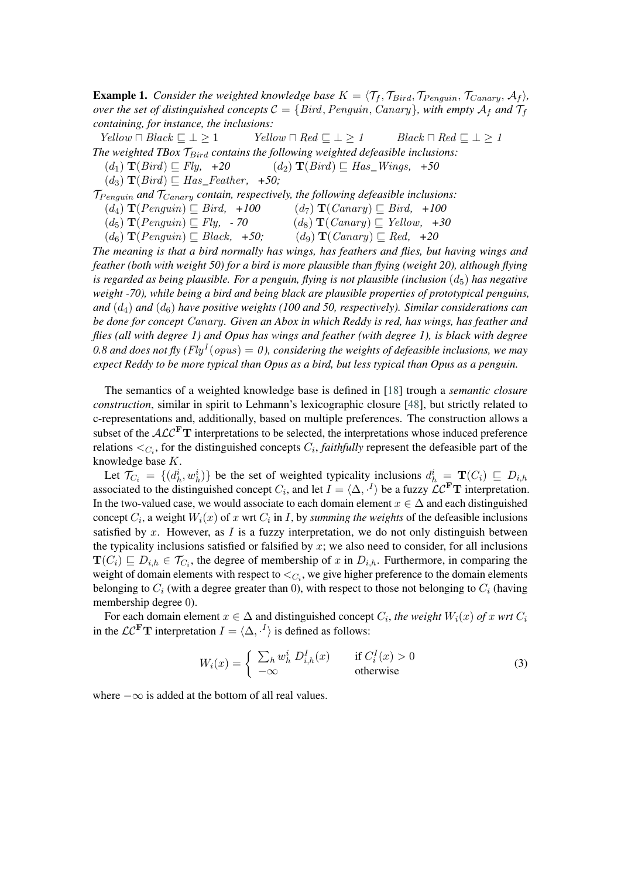**Example 1.** *Consider the weighted knowledge base $K = \langle \mathcal{T}_f, \mathcal{T}_{Bird}, \mathcal{T}_{Penguin}, \mathcal{T}_{Canary}, \mathcal{A}_f \rangle$, over the set of distinguished concepts $\mathcal{C} = \{Bird, Penguin, Canary\}$, with empty $\mathcal{A}_f$ and $\mathcal{T}_f$ containing, for instance, the inclusions:*

$Yellow \sqcap Black \sqsubseteq \bot \geq 1$ $\quad$ $Yellow \sqcap Red \sqsubseteq \bot \geq 1$ $\quad$ $Black \sqcap Red \sqsubseteq \bot \geq 1$

*The weighted TBox $\mathcal{T}_{Bird}$ contains the following weighted defeasible inclusions:*

$(d_1)$ $\mathbf{T}(Bird) \sqsubseteq Fly$, *+20* $\quad$ $(d_2)$ $\mathbf{T}(Bird) \sqsubseteq Has\_Wings$, *+50*

$(d_3)$ $\mathbf{T}(Bird) \sqsubseteq Has\_Feather$, *+50;*

*$\mathcal{T}_{Penguin}$ and $\mathcal{T}_{Canary}$ contain, respectively, the following defeasible inclusions:*

$(d_4)$ $\mathbf{T}(Penguin) \sqsubseteq Bird$, *+100* $\quad$ $(d_7)$ $\mathbf{T}(Canary) \sqsubseteq Bird$, *+100*

$(d_5)$ $\mathbf{T}(Penguin) \sqsubseteq Fly$, *- 70* $\quad$ $(d_8)$ $\mathbf{T}(Canary) \sqsubseteq Yellow$, *+30*

$(d_6)$ $\mathbf{T}(Penguin) \sqsubseteq Black$, *+50;* $\quad$ $(d_9)$ $\mathbf{T}(Canary) \sqsubseteq Red$, *+20*

*The meaning is that a bird normally has wings, has feathers and flies, but having wings and feather (both with weight 50) for a bird is more plausible than flying (weight 20), although flying is regarded as being plausible. For a penguin, flying is not plausible (inclusion $(d_5)$ has negative weight -70), while being a bird and being black are plausible properties of prototypical penguins, and $(d_4)$ and $(d_6)$ have positive weights (100 and 50, respectively). Similar considerations can be done for concept $Canary$. Given an Abox in which Reddy is red, has wings, has feather and flies (all with degree 1) and Opus has wings and feather (with degree 1), is black with degree 0.8 and does not fly ($Fly^I(opus) = 0$), considering the weights of defeasible inclusions, we may expect Reddy to be more typical than Opus as a bird, but less typical than Opus as a penguin.*

The semantics of a weighted knowledge base is defined in [18] trough a *semantic closure construction*, similar in spirit to Lehmann's lexicographic closure [48], but strictly related to c-representations and, additionally, based on multiple preferences. The construction allows a subset of the $\mathcal{ALC}^{\mathbf{F}}\mathbf{T}$ interpretations to be selected, the interpretations whose induced preference relations $<_{C_i}$, for the distinguished concepts $C_i$, *faithfully* represent the defeasible part of the knowledge base $K$.

Let $\mathcal{T}_{C_i} = \{(d^i_h, w^i_h)\}$ be the set of weighted typicality inclusions $d^i_h = \mathbf{T}(C_i) \sqsubseteq D_{i,h}$ associated to the distinguished concept $C_i$, and let $I = \langle \Delta, \cdot^I \rangle$ be a fuzzy $\mathcal{LC}^{\mathbf{F}}\mathbf{T}$ interpretation. In the two-valued case, we would associate to each domain element $x \in \Delta$ and each distinguished concept $C_i$, a weight $W_i(x)$ of $x$ wrt $C_i$ in $I$, by *summing the weights* of the defeasible inclusions satisfied by $x$. However, as $I$ is a fuzzy interpretation, we do not only distinguish between the typicality inclusions satisfied or falsified by $x$; we also need to consider, for all inclusions $\mathbf{T}(C_i) \sqsubseteq D_{i,h} \in \mathcal{T}_{C_i}$, the degree of membership of $x$ in $D_{i,h}$. Furthermore, in comparing the weight of domain elements with respect to $<_{C_i}$, we give higher preference to the domain elements belonging to $C_i$ (with a degree greater than 0), with respect to those not belonging to $C_i$ (having membership degree 0).

For each domain element $x \in \Delta$ and distinguished concept $C_i$, *the weight $W_i(x)$ of $x$ wrt $C_i$* in the $\mathcal{LC}^{\mathbf{F}}\mathbf{T}$ interpretation $I = \langle \Delta, \cdot^I \rangle$ is defined as follows:

$$W_i(x) = \begin{cases} \sum_h w^i_h \; D^I_{i,h}(x) & \text{if } C^I_i(x) > 0 \\ -\infty & \text{otherwise} \end{cases} \tag{3}$$

where $-\infty$ is added at the bottom of all real values.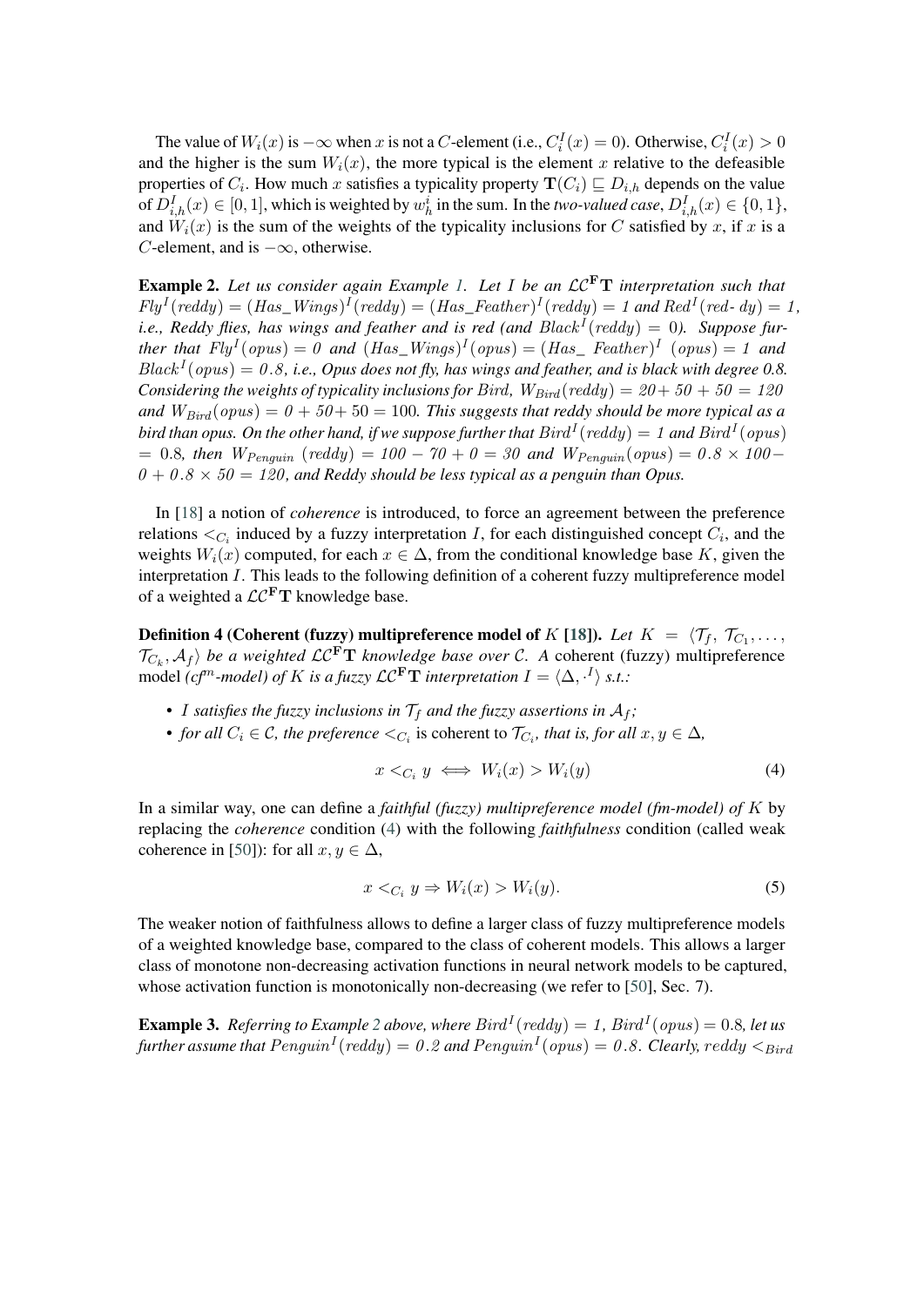The value of $W_i(x)$ is $-\infty$ when $x$ is not a $C$-element (i.e., $C_i^I(x) = 0$). Otherwise, $C_i^I(x) > 0$ and the higher is the sum $W_i(x)$, the more typical is the element $x$ relative to the defeasible properties of $C_i$. How much $x$ satisfies a typicality property $\mathbf{T}(C_i) \sqsubseteq D_{i,h}$ depends on the value of $D_{i,h}^I(x) \in [0,1]$, which is weighted by $w_h^i$ in the sum. In the *two-valued case*, $D_{i,h}^I(x) \in \{0,1\}$, and $W_i(x)$ is the sum of the weights of the typicality inclusions for $C$ satisfied by $x$, if $x$ is a $C$-element, and is $-\infty$, otherwise.

**Example 2.** *Let us consider again Example 1. Let $I$ be an $\mathcal{LC}^{\mathbf{F}}\mathbf{T}$ interpretation such that $Fly^I(reddy) = (Has\_Wings)^I(reddy) = (Has\_Feather)^I(reddy) = 1$ and $Red^I(reddy) = 1$, i.e., Reddy flies, has wings and feather and is red (and $Black^I(reddy) = 0$). Suppose further that $Fly^I(opus) = 0$ and $(Has\_Wings)^I(opus) = (Has\_Feather)^I(opus) = 1$ and $Black^I(opus) = 0.8$, i.e., Opus does not fly, has wings and feather, and is black with degree 0.8. Considering the weights of typicality inclusions for $Bird$, $W_{Bird}(reddy) = 20 + 50 + 50 = 120$ and $W_{Bird}(opus) = 0 + 50 + 50 = 100$. This suggests that reddy should be more typical as a bird than opus. On the other hand, if we suppose further that $Bird^I(reddy) = 1$ and $Bird^I(opus) = 0.8$, then $W_{Penguin}(reddy) = 100 - 70 + 0 = 30$ and $W_{Penguin}(opus) = 0.8 \times 100 - 0 + 0.8 \times 50 = 120$, and Reddy should be less typical as a penguin than Opus.*

In [18] a notion of *coherence* is introduced, to force an agreement between the preference relations $<_{C_i}$ induced by a fuzzy interpretation $I$, for each distinguished concept $C_i$, and the weights $W_i(x)$ computed, for each $x \in \Delta$, from the conditional knowledge base $K$, given the interpretation $I$. This leads to the following definition of a coherent fuzzy multipreference model of a weighted a $\mathcal{LC}^{\mathbf{F}}\mathbf{T}$ knowledge base.

**Definition 4 (Coherent (fuzzy) multipreference model of $K$ [18]).** *Let $K = \langle \mathcal{T}_f, \mathcal{T}_{C_1}, \ldots, \mathcal{T}_{C_k}, \mathcal{A}_f \rangle$ be a weighted $\mathcal{LC}^{\mathbf{F}}\mathbf{T}$ knowledge base over $\mathcal{C}$. A* coherent (fuzzy) multipreference model *($cf^n$-model) of $K$ is a fuzzy $\mathcal{LC}^{\mathbf{F}}\mathbf{T}$ interpretation $I = \langle \Delta, \cdot^I \rangle$ s.t.:*

- *$I$ satisfies the fuzzy inclusions in $\mathcal{T}_f$ and the fuzzy assertions in $\mathcal{A}_f$;*
- *for all $C_i \in \mathcal{C}$, the preference $<_{C_i}$* is coherent *to $\mathcal{T}_{C_i}$, that is, for all $x, y \in \Delta$,*

$$x <_{C_i} y \iff W_i(x) > W_i(y) \tag{4}$$

In a similar way, one can define a *faithful (fuzzy) multipreference model (fm-model) of $K$* by replacing the *coherence* condition (4) with the following *faithfulness* condition (called weak coherence in [50]): for all $x, y \in \Delta$,

$$x <_{C_i} y \Rightarrow W_i(x) > W_i(y). \tag{5}$$

The weaker notion of faithfulness allows to define a larger class of fuzzy multipreference models of a weighted knowledge base, compared to the class of coherent models. This allows a larger class of monotone non-decreasing activation functions in neural network models to be captured, whose activation function is monotonically non-decreasing (we refer to [50], Sec. 7).

**Example 3.** *Referring to Example 2 above, where $Bird^I(reddy) = 1$, $Bird^I(opus) = 0.8$, let us further assume that $Penguin^I(reddy) = 0.2$ and $Penguin^I(opus) = 0.8$. Clearly, $reddy <_{Bird}$*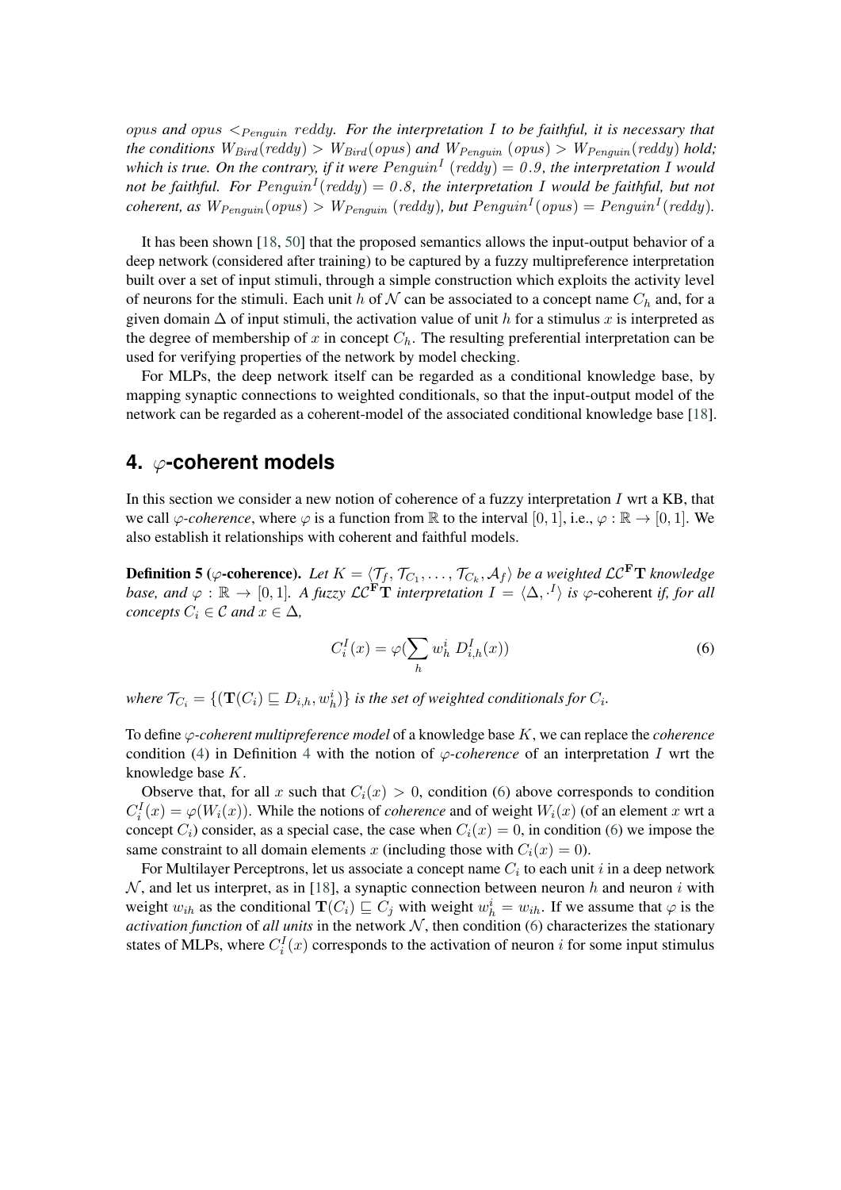*opus and opus $<_{Penguin}$ reddy. For the interpretation I to be faithful, it is necessary that the conditions $W_{Bird}(reddy) > W_{Bird}(opus)$ and $W_{Penguin}(opus) > W_{Penguin}(reddy)$ hold; which is true. On the contrary, if it were $Penguin^I(reddy) = 0.9$, the interpretation I would not be faithful. For $Penguin^I(reddy) = 0.8$, the interpretation I would be faithful, but not coherent, as $W_{Penguin}(opus) > W_{Penguin}(reddy)$, but $Penguin^I(opus) = Penguin^I(reddy)$.*

It has been shown [18, 50] that the proposed semantics allows the input-output behavior of a deep network (considered after training) to be captured by a fuzzy multipreference interpretation built over a set of input stimuli, through a simple construction which exploits the activity level of neurons for the stimuli. Each unit $h$ of $\mathcal{N}$ can be associated to a concept name $C_h$ and, for a given domain $\Delta$ of input stimuli, the activation value of unit $h$ for a stimulus $x$ is interpreted as the degree of membership of $x$ in concept $C_h$. The resulting preferential interpretation can be used for verifying properties of the network by model checking.

For MLPs, the deep network itself can be regarded as a conditional knowledge base, by mapping synaptic connections to weighted conditionals, so that the input-output model of the network can be regarded as a coherent-model of the associated conditional knowledge base [18].

## 4. $\varphi$-coherent models

In this section we consider a new notion of coherence of a fuzzy interpretation $I$ wrt a KB, that we call *$\varphi$-coherence*, where $\varphi$ is a function from $\mathbb{R}$ to the interval $[0, 1]$, i.e., $\varphi : \mathbb{R} \rightarrow [0, 1]$. We also establish it relationships with coherent and faithful models.

**Definition 5** (**$\varphi$-coherence**). *Let $K = \langle \mathcal{T}_f, \mathcal{T}_{C_1}, \ldots, \mathcal{T}_{C_k}, \mathcal{A}_f \rangle$ be a weighted $\mathcal{LC}^{\mathbf{F}}\mathbf{T}$ knowledge base, and $\varphi : \mathbb{R} \rightarrow [0, 1]$. A fuzzy $\mathcal{LC}^{\mathbf{F}}\mathbf{T}$ interpretation $I = \langle \Delta, \cdot^I \rangle$ is* $\varphi$-coherent *if, for all concepts $C_i \in \mathcal{C}$ and $x \in \Delta$,*

$$C_i^I(x) = \varphi(\sum_h w_h^i \; D_{i,h}^I(x)) \tag{6}$$

*where $\mathcal{T}_{C_i} = \{(\mathbf{T}(C_i) \sqsubseteq D_{i,h}, w_h^i)\}$ is the set of weighted conditionals for $C_i$.*

To define *$\varphi$-coherent multipreference model* of a knowledge base $K$, we can replace the *coherence* condition (4) in Definition 4 with the notion of *$\varphi$-coherence* of an interpretation $I$ wrt the knowledge base $K$.

Observe that, for all $x$ such that $C_i(x) > 0$, condition (6) above corresponds to condition $C_i^I(x) = \varphi(W_i(x))$. While the notions of *coherence* and of weight $W_i(x)$ (of an element $x$ wrt a concept $C_i$) consider, as a special case, the case when $C_i(x) = 0$, in condition (6) we impose the same constraint to all domain elements $x$ (including those with $C_i(x) = 0$).

For Multilayer Perceptrons, let us associate a concept name $C_i$ to each unit $i$ in a deep network $\mathcal{N}$, and let us interpret, as in [18], a synaptic connection between neuron $h$ and neuron $i$ with weight $w_{ih}$ as the conditional $\mathbf{T}(C_i) \sqsubseteq C_j$ with weight $w_h^i = w_{ih}$. If we assume that $\varphi$ is the *activation function* of *all units* in the network $\mathcal{N}$, then condition (6) characterizes the stationary states of MLPs, where $C_i^I(x)$ corresponds to the activation of neuron $i$ for some input stimulus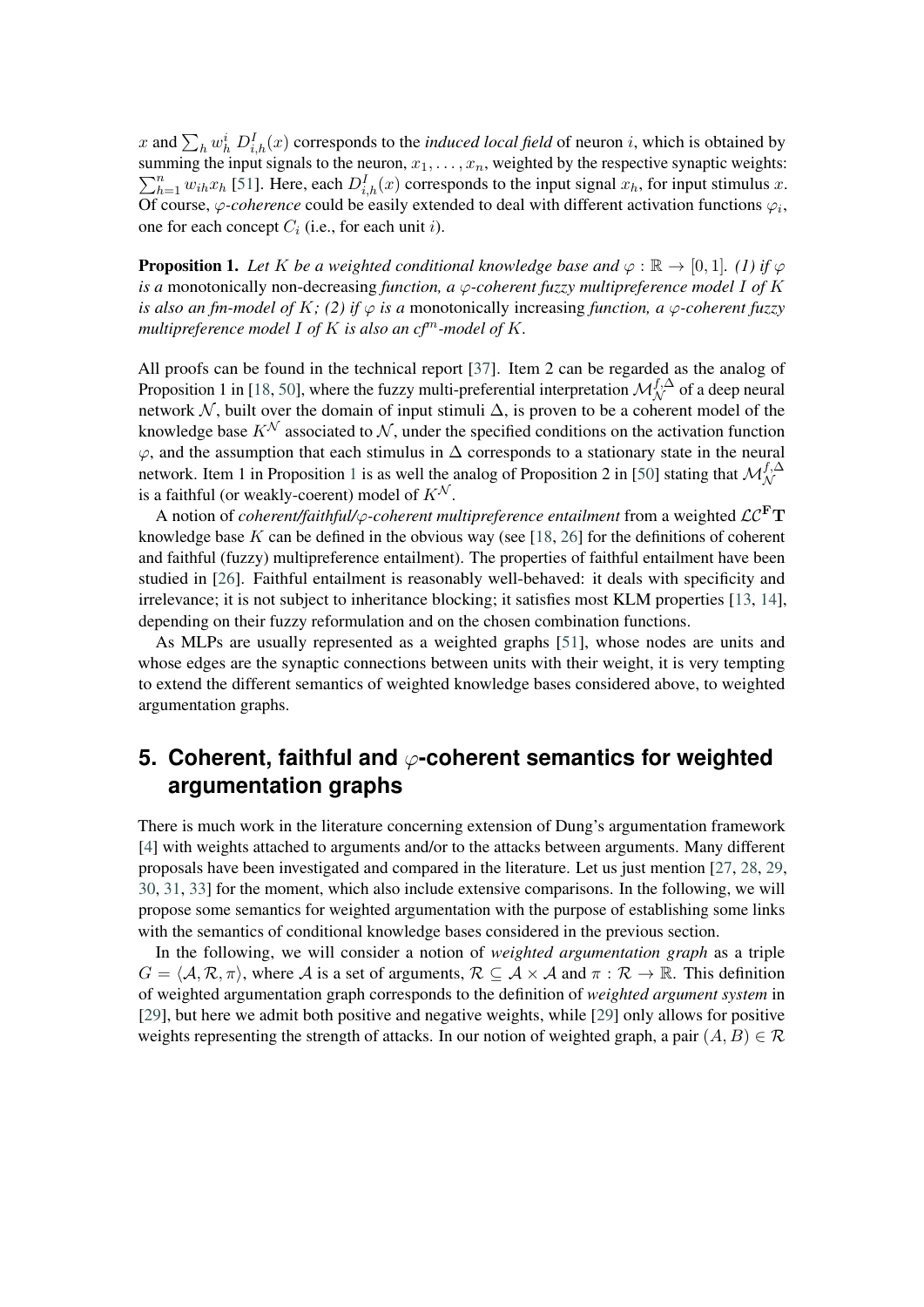$x$ and $\sum_h w^i_h \ D^I_{i,h}(x)$ corresponds to the *induced local field* of neuron $i$, which is obtained by summing the input signals to the neuron, $x_1, \ldots, x_n$, weighted by the respective synaptic weights: $\sum_{h=1}^{n} w_{ih} x_h$ [51]. Here, each $D^I_{i,h}(x)$ corresponds to the input signal $x_h$, for input stimulus $x$. Of course, $\varphi$*-coherence* could be easily extended to deal with different activation functions $\varphi_i$, one for each concept $C_i$ (i.e., for each unit $i$).

**Proposition 1.** *Let $K$ be a weighted conditional knowledge base and $\varphi : \mathbb{R} \rightarrow [0, 1]$. (1) if $\varphi$ is a* monotonically non-decreasing *function, a $\varphi$-coherent fuzzy multipreference model $I$ of $K$ is also an fm-model of $K$; (2) if $\varphi$ is a* monotonically increasing *function, a $\varphi$-coherent fuzzy multipreference model $I$ of $K$ is also an cf$^m$-model of $K$.*

All proofs can be found in the technical report [37]. Item 2 can be regarded as the analog of Proposition 1 in [18, 50], where the fuzzy multi-preferential interpretation $\mathcal{M}^{f,\Delta}_{\mathcal{N}}$ of a deep neural network $\mathcal{N}$, built over the domain of input stimuli $\Delta$, is proven to be a coherent model of the knowledge base $K^{\mathcal{N}}$ associated to $\mathcal{N}$, under the specified conditions on the activation function $\varphi$, and the assumption that each stimulus in $\Delta$ corresponds to a stationary state in the neural network. Item 1 in Proposition 1 is as well the analog of Proposition 2 in [50] stating that $\mathcal{M}^{f,\Delta}_{\mathcal{N}}$ is a faithful (or weakly-coerent) model of $K^{\mathcal{N}}$.

A notion of *coherent/faithful/$\varphi$-coherent multipreference entailment* from a weighted $\mathcal{LC}^{\mathbf{F}}\mathbf{T}$ knowledge base $K$ can be defined in the obvious way (see [18, 26] for the definitions of coherent and faithful (fuzzy) multipreference entailment). The properties of faithful entailment have been studied in [26]. Faithful entailment is reasonably well-behaved: it deals with specificity and irrelevance; it is not subject to inheritance blocking; it satisfies most KLM properties [13, 14], depending on their fuzzy reformulation and on the chosen combination functions.

As MLPs are usually represented as a weighted graphs [51], whose nodes are units and whose edges are the synaptic connections between units with their weight, it is very tempting to extend the different semantics of weighted knowledge bases considered above, to weighted argumentation graphs.

## 5. Coherent, faithful and $\varphi$-coherent semantics for weighted argumentation graphs

There is much work in the literature concerning extension of Dung's argumentation framework [4] with weights attached to arguments and/or to the attacks between arguments. Many different proposals have been investigated and compared in the literature. Let us just mention [27, 28, 29, 30, 31, 33] for the moment, which also include extensive comparisons. In the following, we will propose some semantics for weighted argumentation with the purpose of establishing some links with the semantics of conditional knowledge bases considered in the previous section.

In the following, we will consider a notion of *weighted argumentation graph* as a triple $G = \langle \mathcal{A}, \mathcal{R}, \pi \rangle$, where $\mathcal{A}$ is a set of arguments, $\mathcal{R} \subseteq \mathcal{A} \times \mathcal{A}$ and $\pi : \mathcal{R} \rightarrow \mathbb{R}$. This definition of weighted argumentation graph corresponds to the definition of *weighted argument system* in [29], but here we admit both positive and negative weights, while [29] only allows for positive weights representing the strength of attacks. In our notion of weighted graph, a pair $(A, B) \in \mathcal{R}$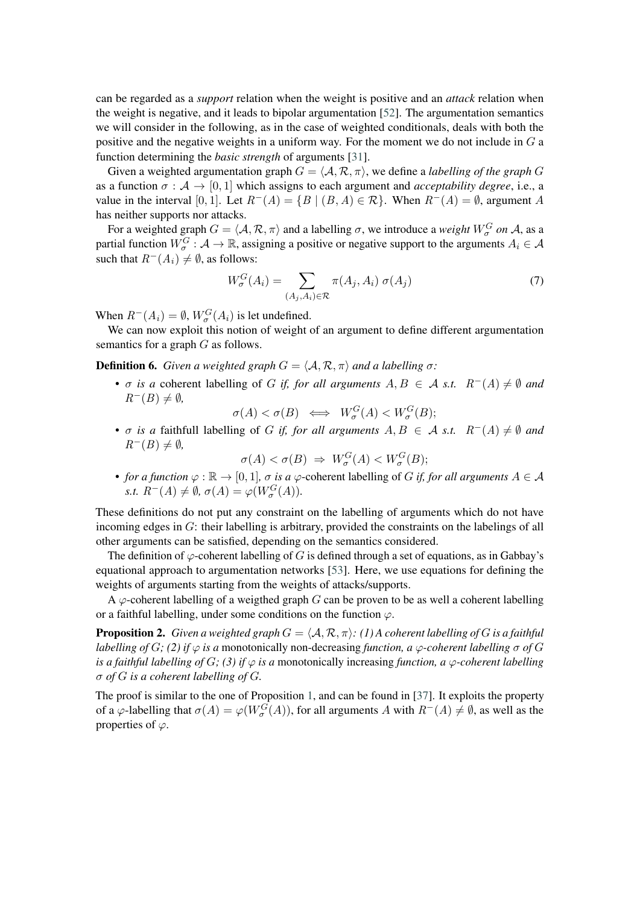can be regarded as a *support* relation when the weight is positive and an *attack* relation when the weight is negative, and it leads to bipolar argumentation [52]. The argumentation semantics we will consider in the following, as in the case of weighted conditionals, deals with both the positive and the negative weights in a uniform way. For the moment we do not include in $G$ a function determining the *basic strength* of arguments [31].

Given a weighted argumentation graph $G = \langle \mathcal{A}, \mathcal{R}, \pi \rangle$, we define a *labelling of the graph $G$* as a function $\sigma : \mathcal{A} \rightarrow [0, 1]$ which assigns to each argument and *acceptability degree*, i.e., a value in the interval $[0, 1]$. Let $R^-(A) = \{B \mid (B, A) \in \mathcal{R}\}$. When $R^-(A) = \emptyset$, argument $A$ has neither supports nor attacks.

For a weighted graph $G = \langle \mathcal{A}, \mathcal{R}, \pi \rangle$ and a labelling $\sigma$, we introduce a *weight $W^G_\sigma$ on $\mathcal{A}$*, as a partial function $W^G_\sigma : \mathcal{A} \rightarrow \mathbb{R}$, assigning a positive or negative support to the arguments $A_i \in \mathcal{A}$ such that $R^-(A_i) \neq \emptyset$, as follows:

$$W^G_\sigma(A_i) = \sum_{(A_j, A_i) \in \mathcal{R}} \pi(A_j, A_i)\ \sigma(A_j) \tag{7}$$

When $R^-(A_i) = \emptyset$, $W^G_\sigma(A_i)$ is let undefined.

We can now exploit this notion of weight of an argument to define different argumentation semantics for a graph $G$ as follows.

**Definition 6.** *Given a weighted graph $G = \langle \mathcal{A}, \mathcal{R}, \pi \rangle$ and a labelling $\sigma$:*

- *$\sigma$ is a* coherent labelling *of $G$ if, for all arguments $A, B \in \mathcal{A}$ s.t. $R^-(A) \neq \emptyset$ and $R^-(B) \neq \emptyset$,*
$$\sigma(A) < \sigma(B) \iff W^G_\sigma(A) < W^G_\sigma(B);$$
- *$\sigma$ is a* faithfull labelling *of $G$ if, for all arguments $A, B \in \mathcal{A}$ s.t. $R^-(A) \neq \emptyset$ and $R^-(B) \neq \emptyset$,*
$$\sigma(A) < \sigma(B) \Rightarrow W^G_\sigma(A) < W^G_\sigma(B);$$
- *for a function $\varphi : \mathbb{R} \rightarrow [0, 1]$, $\sigma$ is a $\varphi$-coherent labelling of $G$ if, for all arguments $A \in \mathcal{A}$ s.t. $R^-(A) \neq \emptyset$, $\sigma(A) = \varphi(W^G_\sigma(A))$.*

These definitions do not put any constraint on the labelling of arguments which do not have incoming edges in $G$: their labelling is arbitrary, provided the constraints on the labelings of all other arguments can be satisfied, depending on the semantics considered.

The definition of $\varphi$-coherent labelling of $G$ is defined through a set of equations, as in Gabbay's equational approach to argumentation networks [53]. Here, we use equations for defining the weights of arguments starting from the weights of attacks/supports.

A $\varphi$-coherent labelling of a weigthed graph $G$ can be proven to be as well a coherent labelling or a faithful labelling, under some conditions on the function $\varphi$.

**Proposition 2.** *Given a weighted graph $G = \langle \mathcal{A}, \mathcal{R}, \pi \rangle$: (1) A coherent labelling of $G$ is a faithful labelling of $G$; (2) if $\varphi$ is a* monotonically non-decreasing *function, a $\varphi$-coherent labelling $\sigma$ of $G$ is a faithful labelling of $G$; (3) if $\varphi$ is a* monotonically increasing *function, a $\varphi$-coherent labelling $\sigma$ of $G$ is a coherent labelling of $G$.*

The proof is similar to the one of Proposition 1, and can be found in [37]. It exploits the property of a $\varphi$-labelling that $\sigma(A) = \varphi(W^G_\sigma(A))$, for all arguments $A$ with $R^-(A) \neq \emptyset$, as well as the properties of $\varphi$.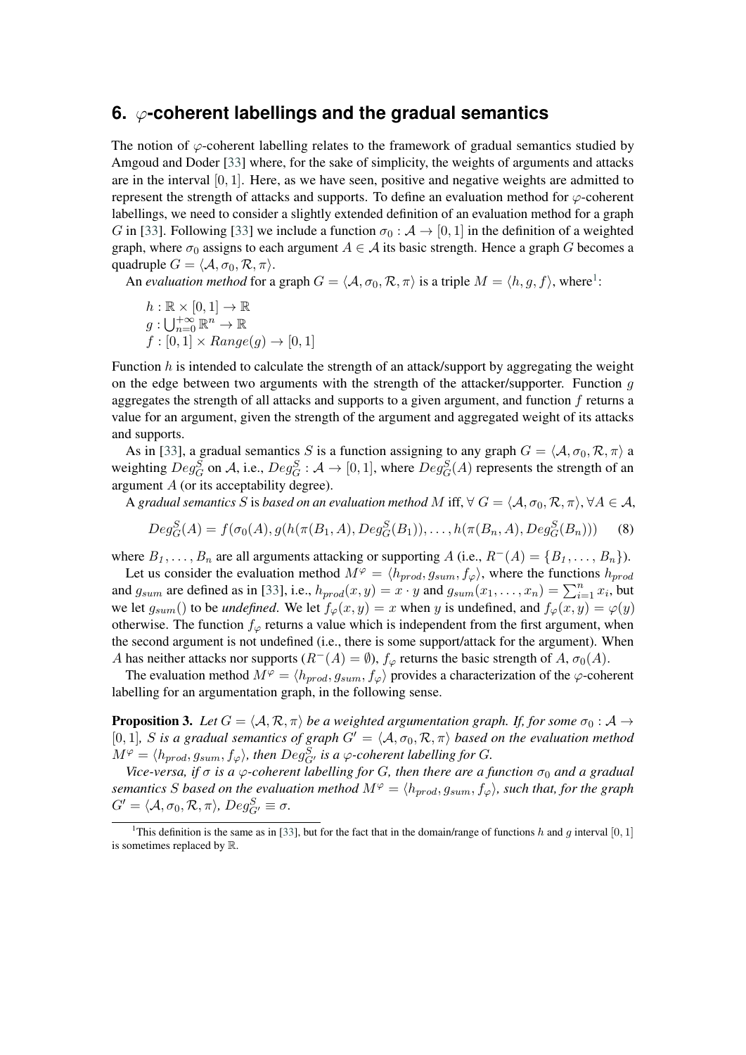## 6. $\varphi$-coherent labellings and the gradual semantics

The notion of $\varphi$-coherent labelling relates to the framework of gradual semantics studied by Amgoud and Doder [33] where, for the sake of simplicity, the weights of arguments and attacks are in the interval $[0, 1]$. Here, as we have seen, positive and negative weights are admitted to represent the strength of attacks and supports. To define an evaluation method for $\varphi$-coherent labellings, we need to consider a slightly extended definition of an evaluation method for a graph $G$ in [33]. Following [33] we include a function $\sigma_0 : \mathcal{A} \rightarrow [0, 1]$ in the definition of a weighted graph, where $\sigma_0$ assigns to each argument $A \in \mathcal{A}$ its basic strength. Hence a graph $G$ becomes a quadruple $G = \langle \mathcal{A}, \sigma_0, \mathcal{R}, \pi \rangle$.

An *evaluation method* for a graph $G = \langle \mathcal{A}, \sigma_0, \mathcal{R}, \pi \rangle$ is a triple $M = \langle h, g, f \rangle$, where[1]:

$h : \mathbb{R} \times [0, 1] \rightarrow \mathbb{R}$
$g : \bigcup_{n=0}^{+\infty} \mathbb{R}^n \rightarrow \mathbb{R}$
$f : [0, 1] \times Range(g) \rightarrow [0, 1]$

Function $h$ is intended to calculate the strength of an attack/support by aggregating the weight on the edge between two arguments with the strength of the attacker/supporter. Function $g$ aggregates the strength of all attacks and supports to a given argument, and function $f$ returns a value for an argument, given the strength of the argument and aggregated weight of its attacks and supports.

As in [33], a gradual semantics $S$ is a function assigning to any graph $G = \langle \mathcal{A}, \sigma_0, \mathcal{R}, \pi \rangle$ a weighting $Deg^S_G$ on $\mathcal{A}$, i.e., $Deg^S_G : \mathcal{A} \rightarrow [0, 1]$, where $Deg^S_G(A)$ represents the strength of an argument $A$ (or its acceptability degree).

A *gradual semantics $S$ is based on an evaluation method $M$* iff, $\forall\, G = \langle \mathcal{A}, \sigma_0, \mathcal{R}, \pi \rangle$, $\forall A \in \mathcal{A}$,

$$Deg^S_G(A) = f(\sigma_0(A), g(h(\pi(B_1, A), Deg^S_G(B_1)), \ldots, h(\pi(B_n, A), Deg^S_G(B_n))) \quad (8)$$

where $B_1, \ldots, B_n$ are all arguments attacking or supporting $A$ (i.e., $R^-(A) = \{B_1, \ldots, B_n\}$).

Let us consider the evaluation method $M^\varphi = \langle h_{prod}, g_{sum}, f_\varphi \rangle$, where the functions $h_{prod}$ and $g_{sum}$ are defined as in [33], i.e., $h_{prod}(x, y) = x \cdot y$ and $g_{sum}(x_1, \ldots, x_n) = \sum_{i=1}^n x_i$, but we let $g_{sum}()$ to be *undefined*. We let $f_\varphi(x, y) = x$ when $y$ is undefined, and $f_\varphi(x, y) = \varphi(y)$ otherwise. The function $f_\varphi$ returns a value which is independent from the first argument, when the second argument is not undefined (i.e., there is some support/attack for the argument). When $A$ has neither attacks nor supports ($R^-(A) = \emptyset$), $f_\varphi$ returns the basic strength of $A$, $\sigma_0(A)$.

The evaluation method $M^\varphi = \langle h_{prod}, g_{sum}, f_\varphi \rangle$ provides a characterization of the $\varphi$-coherent labelling for an argumentation graph, in the following sense.

**Proposition 3.** *Let $G = \langle \mathcal{A}, \mathcal{R}, \pi \rangle$ be a weighted argumentation graph. If, for some $\sigma_0 : \mathcal{A} \rightarrow [0, 1]$, $S$ is a gradual semantics of graph $G' = \langle \mathcal{A}, \sigma_0, \mathcal{R}, \pi \rangle$ based on the evaluation method $M^\varphi = \langle h_{prod}, g_{sum}, f_\varphi \rangle$, then $Deg^S_{G'}$ is a $\varphi$-coherent labelling for $G$.*

*Vice-versa, if $\sigma$ is a $\varphi$-coherent labelling for $G$, then there are a function $\sigma_0$ and a gradual semantics $S$ based on the evaluation method $M^\varphi = \langle h_{prod}, g_{sum}, f_\varphi \rangle$, such that, for the graph $G' = \langle \mathcal{A}, \sigma_0, \mathcal{R}, \pi \rangle$, $Deg^S_{G'} \equiv \sigma$.*

[1] This definition is the same as in [33], but for the fact that in the domain/range of functions $h$ and $g$ interval $[0, 1]$ is sometimes replaced by $\mathbb{R}$.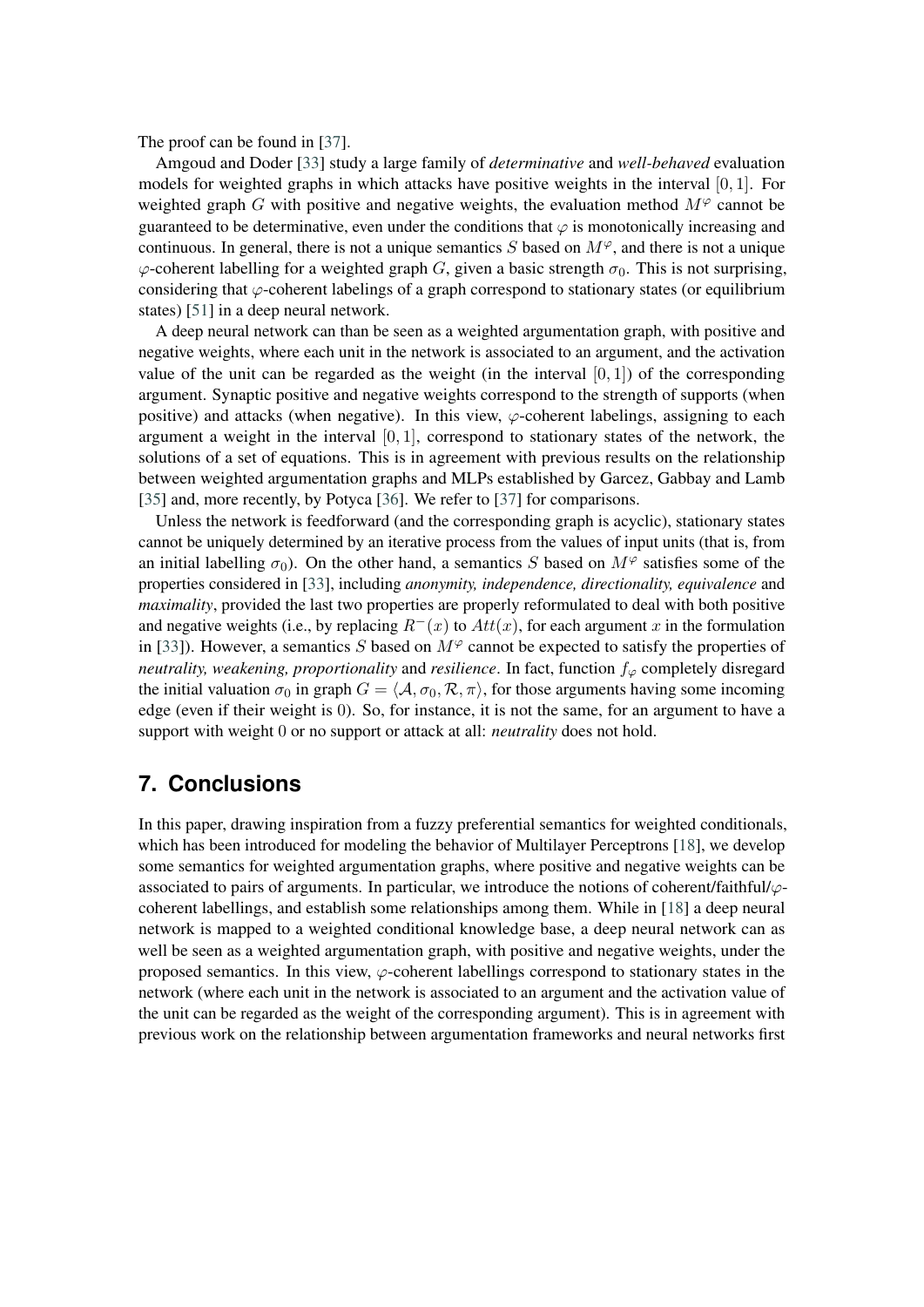The proof can be found in [37].

Amgoud and Doder [33] study a large family of *determinative* and *well-behaved* evaluation models for weighted graphs in which attacks have positive weights in the interval $[0, 1]$. For weighted graph $G$ with positive and negative weights, the evaluation method $M^{\varphi}$ cannot be guaranteed to be determinative, even under the conditions that $\varphi$ is monotonically increasing and continuous. In general, there is not a unique semantics $S$ based on $M^{\varphi}$, and there is not a unique $\varphi$-coherent labelling for a weighted graph $G$, given a basic strength $\sigma_0$. This is not surprising, considering that $\varphi$-coherent labelings of a graph correspond to stationary states (or equilibrium states) [51] in a deep neural network.

A deep neural network can than be seen as a weighted argumentation graph, with positive and negative weights, where each unit in the network is associated to an argument, and the activation value of the unit can be regarded as the weight (in the interval $[0, 1]$) of the corresponding argument. Synaptic positive and negative weights correspond to the strength of supports (when positive) and attacks (when negative). In this view, $\varphi$-coherent labelings, assigning to each argument a weight in the interval $[0, 1]$, correspond to stationary states of the network, the solutions of a set of equations. This is in agreement with previous results on the relationship between weighted argumentation graphs and MLPs established by Garcez, Gabbay and Lamb [35] and, more recently, by Potyca [36]. We refer to [37] for comparisons.

Unless the network is feedforward (and the corresponding graph is acyclic), stationary states cannot be uniquely determined by an iterative process from the values of input units (that is, from an initial labelling $\sigma_0$). On the other hand, a semantics $S$ based on $M^{\varphi}$ satisfies some of the properties considered in [33], including *anonymity, independence, directionality, equivalence* and *maximality*, provided the last two properties are properly reformulated to deal with both positive and negative weights (i.e., by replacing $R^{-}(x)$ to $Att(x)$, for each argument $x$ in the formulation in [33]). However, a semantics $S$ based on $M^{\varphi}$ cannot be expected to satisfy the properties of *neutrality, weakening, proportionality* and *resilience*. In fact, function $f_{\varphi}$ completely disregard the initial valuation $\sigma_0$ in graph $G = \langle \mathcal{A}, \sigma_0, \mathcal{R}, \pi \rangle$, for those arguments having some incoming edge (even if their weight is 0). So, for instance, it is not the same, for an argument to have a support with weight 0 or no support or attack at all: *neutrality* does not hold.

## 7. Conclusions

In this paper, drawing inspiration from a fuzzy preferential semantics for weighted conditionals, which has been introduced for modeling the behavior of Multilayer Perceptrons [18], we develop some semantics for weighted argumentation graphs, where positive and negative weights can be associated to pairs of arguments. In particular, we introduce the notions of coherent/faithful/$\varphi$-coherent labellings, and establish some relationships among them. While in [18] a deep neural network is mapped to a weighted conditional knowledge base, a deep neural network can as well be seen as a weighted argumentation graph, with positive and negative weights, under the proposed semantics. In this view, $\varphi$-coherent labellings correspond to stationary states in the network (where each unit in the network is associated to an argument and the activation value of the unit can be regarded as the weight of the corresponding argument). This is in agreement with previous work on the relationship between argumentation frameworks and neural networks first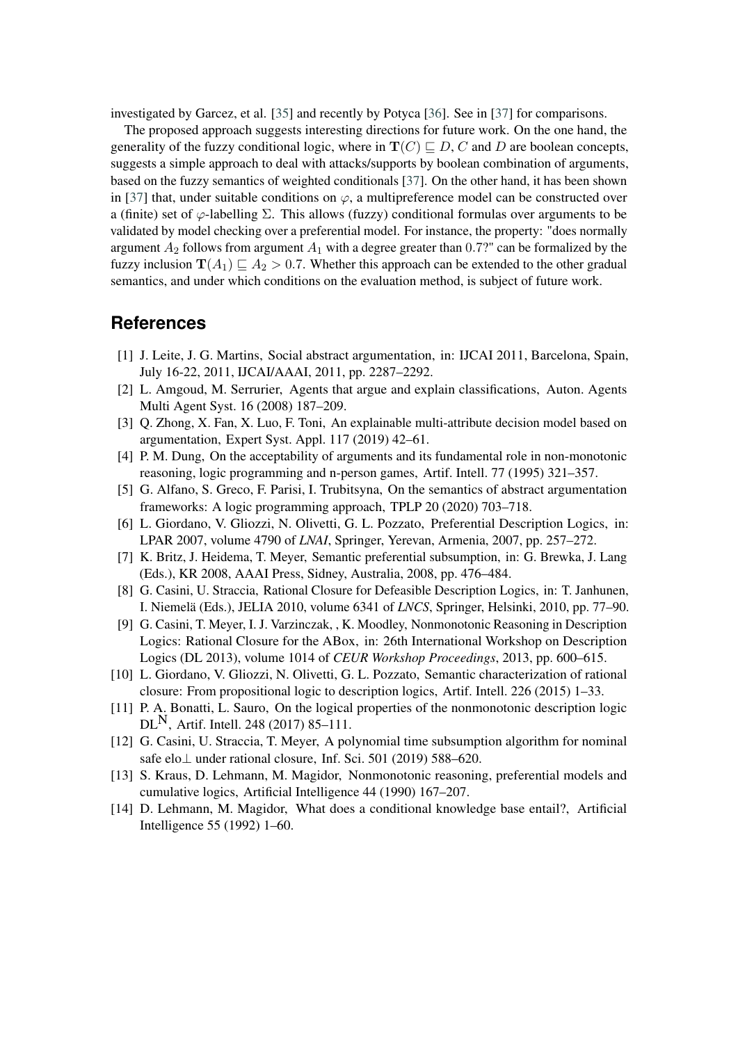investigated by Garcez, et al. [35] and recently by Potyca [36]. See in [37] for comparisons.

The proposed approach suggests interesting directions for future work. On the one hand, the generality of the fuzzy conditional logic, where in $\mathbf{T}(C) \sqsubseteq D$, $C$ and $D$ are boolean concepts, suggests a simple approach to deal with attacks/supports by boolean combination of arguments, based on the fuzzy semantics of weighted conditionals [37]. On the other hand, it has been shown in [37] that, under suitable conditions on $\varphi$, a multipreference model can be constructed over a (finite) set of $\varphi$-labelling $\Sigma$. This allows (fuzzy) conditional formulas over arguments to be validated by model checking over a preferential model. For instance, the property: "does normally argument $A_2$ follows from argument $A_1$ with a degree greater than $0.7$?" can be formalized by the fuzzy inclusion $\mathbf{T}(A_1) \sqsubseteq A_2 > 0.7$. Whether this approach can be extended to the other gradual semantics, and under which conditions on the evaluation method, is subject of future work.

## References

[1] J. Leite, J. G. Martins, Social abstract argumentation, in: IJCAI 2011, Barcelona, Spain, July 16-22, 2011, IJCAI/AAAI, 2011, pp. 2287–2292.

[2] L. Amgoud, M. Serrurier, Agents that argue and explain classifications, Auton. Agents Multi Agent Syst. 16 (2008) 187–209.

[3] Q. Zhong, X. Fan, X. Luo, F. Toni, An explainable multi-attribute decision model based on argumentation, Expert Syst. Appl. 117 (2019) 42–61.

[4] P. M. Dung, On the acceptability of arguments and its fundamental role in non-monotonic reasoning, logic programming and n-person games, Artif. Intell. 77 (1995) 321–357.

[5] G. Alfano, S. Greco, F. Parisi, I. Trubitsyna, On the semantics of abstract argumentation frameworks: A logic programming approach, TPLP 20 (2020) 703–718.

[6] L. Giordano, V. Gliozzi, N. Olivetti, G. L. Pozzato, Preferential Description Logics, in: LPAR 2007, volume 4790 of *LNAI*, Springer, Yerevan, Armenia, 2007, pp. 257–272.

[7] K. Britz, J. Heidema, T. Meyer, Semantic preferential subsumption, in: G. Brewka, J. Lang (Eds.), KR 2008, AAAI Press, Sidney, Australia, 2008, pp. 476–484.

[8] G. Casini, U. Straccia, Rational Closure for Defeasible Description Logics, in: T. Janhunen, I. Niemelä (Eds.), JELIA 2010, volume 6341 of *LNCS*, Springer, Helsinki, 2010, pp. 77–90.

[9] G. Casini, T. Meyer, I. J. Varzinczak, , K. Moodley, Nonmonotonic Reasoning in Description Logics: Rational Closure for the ABox, in: 26th International Workshop on Description Logics (DL 2013), volume 1014 of *CEUR Workshop Proceedings*, 2013, pp. 600–615.

[10] L. Giordano, V. Gliozzi, N. Olivetti, G. L. Pozzato, Semantic characterization of rational closure: From propositional logic to description logics, Artif. Intell. 226 (2015) 1–33.

[11] P. A. Bonatti, L. Sauro, On the logical properties of the nonmonotonic description logic $DL^{N}$, Artif. Intell. 248 (2017) 85–111.

[12] G. Casini, U. Straccia, T. Meyer, A polynomial time subsumption algorithm for nominal safe elo$\bot$ under rational closure, Inf. Sci. 501 (2019) 588–620.

[13] S. Kraus, D. Lehmann, M. Magidor, Nonmonotonic reasoning, preferential models and cumulative logics, Artificial Intelligence 44 (1990) 167–207.

[14] D. Lehmann, M. Magidor, What does a conditional knowledge base entail?, Artificial Intelligence 55 (1992) 1–60.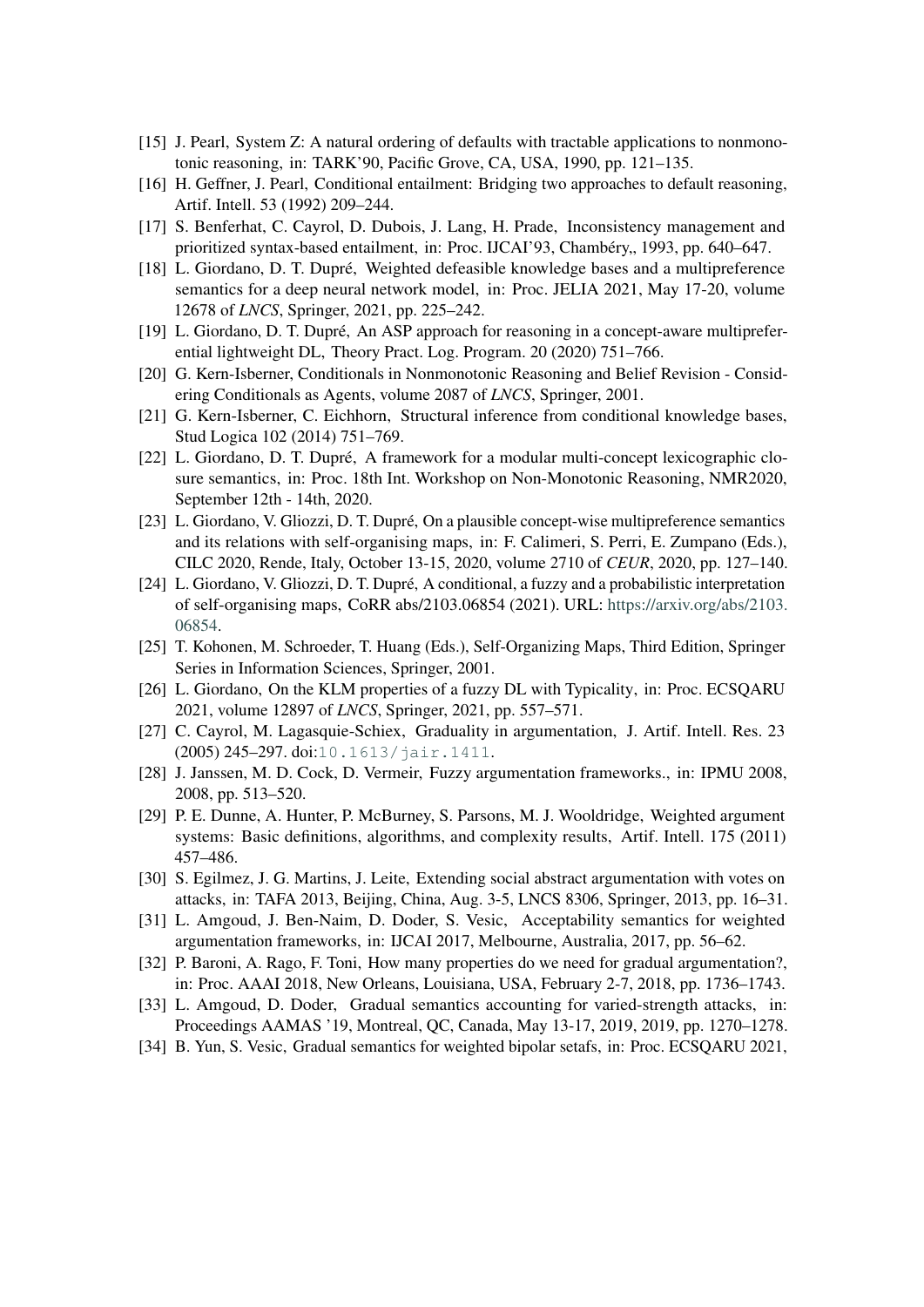[15] J. Pearl, System Z: A natural ordering of defaults with tractable applications to nonmonotonic reasoning, in: TARK'90, Pacific Grove, CA, USA, 1990, pp. 121–135.

[16] H. Geffner, J. Pearl, Conditional entailment: Bridging two approaches to default reasoning, Artif. Intell. 53 (1992) 209–244.

[17] S. Benferhat, C. Cayrol, D. Dubois, J. Lang, H. Prade, Inconsistency management and prioritized syntax-based entailment, in: Proc. IJCAI'93, Chambéry,, 1993, pp. 640–647.

[18] L. Giordano, D. T. Dupré, Weighted defeasible knowledge bases and a multipreference semantics for a deep neural network model, in: Proc. JELIA 2021, May 17-20, volume 12678 of *LNCS*, Springer, 2021, pp. 225–242.

[19] L. Giordano, D. T. Dupré, An ASP approach for reasoning in a concept-aware multipreferential lightweight DL, Theory Pract. Log. Program. 20 (2020) 751–766.

[20] G. Kern-Isberner, Conditionals in Nonmonotonic Reasoning and Belief Revision - Considering Conditionals as Agents, volume 2087 of *LNCS*, Springer, 2001.

[21] G. Kern-Isberner, C. Eichhorn, Structural inference from conditional knowledge bases, Stud Logica 102 (2014) 751–769.

[22] L. Giordano, D. T. Dupré, A framework for a modular multi-concept lexicographic closure semantics, in: Proc. 18th Int. Workshop on Non-Monotonic Reasoning, NMR2020, September 12th - 14th, 2020.

[23] L. Giordano, V. Gliozzi, D. T. Dupré, On a plausible concept-wise multipreference semantics and its relations with self-organising maps, in: F. Calimeri, S. Perri, E. Zumpano (Eds.), CILC 2020, Rende, Italy, October 13-15, 2020, volume 2710 of *CEUR*, 2020, pp. 127–140.

[24] L. Giordano, V. Gliozzi, D. T. Dupré, A conditional, a fuzzy and a probabilistic interpretation of self-organising maps, CoRR abs/2103.06854 (2021). URL: https://arxiv.org/abs/2103.06854.

[25] T. Kohonen, M. Schroeder, T. Huang (Eds.), Self-Organizing Maps, Third Edition, Springer Series in Information Sciences, Springer, 2001.

[26] L. Giordano, On the KLM properties of a fuzzy DL with Typicality, in: Proc. ECSQARU 2021, volume 12897 of *LNCS*, Springer, 2021, pp. 557–571.

[27] C. Cayrol, M. Lagasquie-Schiex, Graduality in argumentation, J. Artif. Intell. Res. 23 (2005) 245–297. doi:10.1613/jair.1411.

[28] J. Janssen, M. D. Cock, D. Vermeir, Fuzzy argumentation frameworks., in: IPMU 2008, 2008, pp. 513–520.

[29] P. E. Dunne, A. Hunter, P. McBurney, S. Parsons, M. J. Wooldridge, Weighted argument systems: Basic definitions, algorithms, and complexity results, Artif. Intell. 175 (2011) 457–486.

[30] S. Egilmez, J. G. Martins, J. Leite, Extending social abstract argumentation with votes on attacks, in: TAFA 2013, Beijing, China, Aug. 3-5, LNCS 8306, Springer, 2013, pp. 16–31.

[31] L. Amgoud, J. Ben-Naim, D. Doder, S. Vesic, Acceptability semantics for weighted argumentation frameworks, in: IJCAI 2017, Melbourne, Australia, 2017, pp. 56–62.

[32] P. Baroni, A. Rago, F. Toni, How many properties do we need for gradual argumentation?, in: Proc. AAAI 2018, New Orleans, Louisiana, USA, February 2-7, 2018, pp. 1736–1743.

[33] L. Amgoud, D. Doder, Gradual semantics accounting for varied-strength attacks, in: Proceedings AAMAS '19, Montreal, QC, Canada, May 13-17, 2019, 2019, pp. 1270–1278.

[34] B. Yun, S. Vesic, Gradual semantics for weighted bipolar setafs, in: Proc. ECSQARU 2021,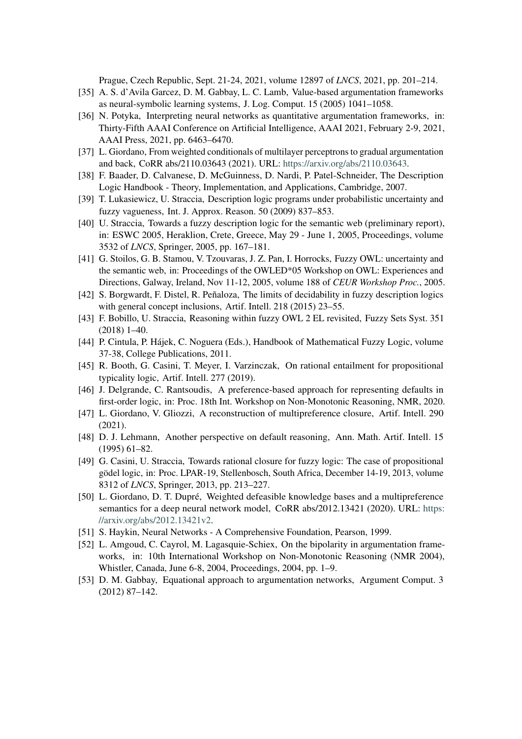Prague, Czech Republic, Sept. 21-24, 2021, volume 12897 of *LNCS*, 2021, pp. 201–214.

[35] A. S. d'Avila Garcez, D. M. Gabbay, L. C. Lamb, Value-based argumentation frameworks as neural-symbolic learning systems, J. Log. Comput. 15 (2005) 1041–1058.

[36] N. Potyka, Interpreting neural networks as quantitative argumentation frameworks, in: Thirty-Fifth AAAI Conference on Artificial Intelligence, AAAI 2021, February 2-9, 2021, AAAI Press, 2021, pp. 6463–6470.

[37] L. Giordano, From weighted conditionals of multilayer perceptrons to gradual argumentation and back, CoRR abs/2110.03643 (2021). URL: https://arxiv.org/abs/2110.03643.

[38] F. Baader, D. Calvanese, D. McGuinness, D. Nardi, P. Patel-Schneider, The Description Logic Handbook - Theory, Implementation, and Applications, Cambridge, 2007.

[39] T. Lukasiewicz, U. Straccia, Description logic programs under probabilistic uncertainty and fuzzy vagueness, Int. J. Approx. Reason. 50 (2009) 837–853.

[40] U. Straccia, Towards a fuzzy description logic for the semantic web (preliminary report), in: ESWC 2005, Heraklion, Crete, Greece, May 29 - June 1, 2005, Proceedings, volume 3532 of *LNCS*, Springer, 2005, pp. 167–181.

[41] G. Stoilos, G. B. Stamou, V. Tzouvaras, J. Z. Pan, I. Horrocks, Fuzzy OWL: uncertainty and the semantic web, in: Proceedings of the OWLED*05 Workshop on OWL: Experiences and Directions, Galway, Ireland, Nov 11-12, 2005, volume 188 of *CEUR Workshop Proc.*, 2005.

[42] S. Borgwardt, F. Distel, R. Peñaloza, The limits of decidability in fuzzy description logics with general concept inclusions, Artif. Intell. 218 (2015) 23–55.

[43] F. Bobillo, U. Straccia, Reasoning within fuzzy OWL 2 EL revisited, Fuzzy Sets Syst. 351 (2018) 1–40.

[44] P. Cintula, P. Hájek, C. Noguera (Eds.), Handbook of Mathematical Fuzzy Logic, volume 37-38, College Publications, 2011.

[45] R. Booth, G. Casini, T. Meyer, I. Varzinczak, On rational entailment for propositional typicality logic, Artif. Intell. 277 (2019).

[46] J. Delgrande, C. Rantsoudis, A preference-based approach for representing defaults in first-order logic, in: Proc. 18th Int. Workshop on Non-Monotonic Reasoning, NMR, 2020.

[47] L. Giordano, V. Gliozzi, A reconstruction of multipreference closure, Artif. Intell. 290 (2021).

[48] D. J. Lehmann, Another perspective on default reasoning, Ann. Math. Artif. Intell. 15 (1995) 61–82.

[49] G. Casini, U. Straccia, Towards rational closure for fuzzy logic: The case of propositional gödel logic, in: Proc. LPAR-19, Stellenbosch, South Africa, December 14-19, 2013, volume 8312 of *LNCS*, Springer, 2013, pp. 213–227.

[50] L. Giordano, D. T. Dupré, Weighted defeasible knowledge bases and a multipreference semantics for a deep neural network model, CoRR abs/2012.13421 (2020). URL: https://arxiv.org/abs/2012.13421v2.

[51] S. Haykin, Neural Networks - A Comprehensive Foundation, Pearson, 1999.

[52] L. Amgoud, C. Cayrol, M. Lagasquie-Schiex, On the bipolarity in argumentation frameworks, in: 10th International Workshop on Non-Monotonic Reasoning (NMR 2004), Whistler, Canada, June 6-8, 2004, Proceedings, 2004, pp. 1–9.

[53] D. M. Gabbay, Equational approach to argumentation networks, Argument Comput. 3 (2012) 87–142.